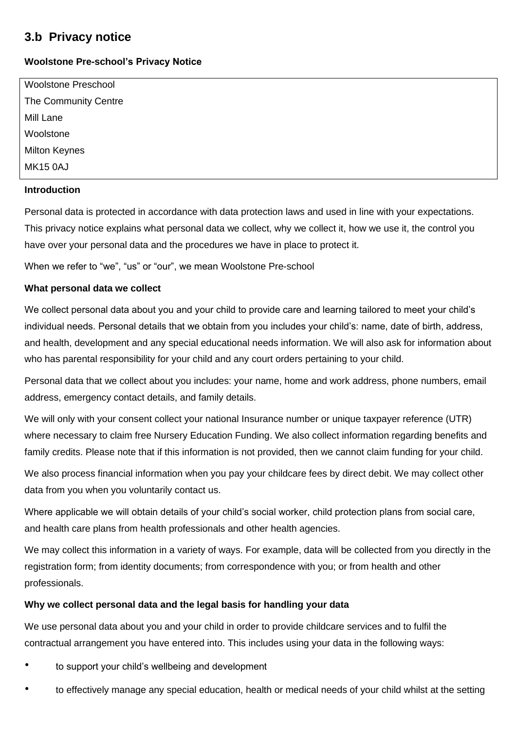## 3.b Privacy notice

**Woolstone Pre-school's Privacy Notice**

| Woolstone Preschool |
|---|
| The Community Centre |
| Mill Lane |
| Woolstone |
| Milton Keynes |
| MK15 0AJ |

**Introduction**

Personal data is protected in accordance with data protection laws and used in line with your expectations. This privacy notice explains what personal data we collect, why we collect it, how we use it, the control you have over your personal data and the procedures we have in place to protect it.

When we refer to "we", "us" or "our", we mean Woolstone Pre-school

**What personal data we collect**

We collect personal data about you and your child to provide care and learning tailored to meet your child's individual needs. Personal details that we obtain from you includes your child's: name, date of birth, address, and health, development and any special educational needs information. We will also ask for information about who has parental responsibility for your child and any court orders pertaining to your child.

Personal data that we collect about you includes: your name, home and work address, phone numbers, email address, emergency contact details, and family details.

We will only with your consent collect your national Insurance number or unique taxpayer reference (UTR) where necessary to claim free Nursery Education Funding. We also collect information regarding benefits and family credits. Please note that if this information is not provided, then we cannot claim funding for your child.

We also process financial information when you pay your childcare fees by direct debit. We may collect other data from you when you voluntarily contact us.

Where applicable we will obtain details of your child's social worker, child protection plans from social care, and health care plans from health professionals and other health agencies.

We may collect this information in a variety of ways. For example, data will be collected from you directly in the registration form; from identity documents; from correspondence with you; or from health and other professionals.

**Why we collect personal data and the legal basis for handling your data**

We use personal data about you and your child in order to provide childcare services and to fulfil the contractual arrangement you have entered into. This includes using your data in the following ways:

- to support your child's wellbeing and development
- to effectively manage any special education, health or medical needs of your child whilst at the setting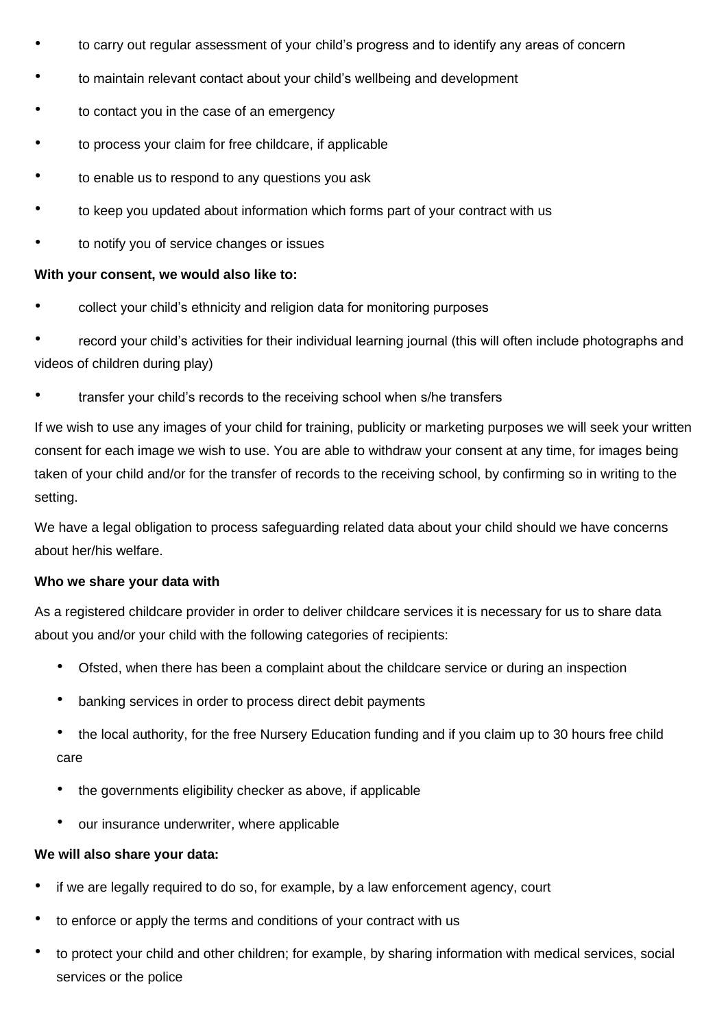- to carry out regular assessment of your child's progress and to identify any areas of concern
- to maintain relevant contact about your child's wellbeing and development
- to contact you in the case of an emergency
- to process your claim for free childcare, if applicable
- to enable us to respond to any questions you ask
- to keep you updated about information which forms part of your contract with us
- to notify you of service changes or issues

**With your consent, we would also like to:**

- collect your child's ethnicity and religion data for monitoring purposes
- record your child's activities for their individual learning journal (this will often include photographs and videos of children during play)
- transfer your child's records to the receiving school when s/he transfers

If we wish to use any images of your child for training, publicity or marketing purposes we will seek your written consent for each image we wish to use. You are able to withdraw your consent at any time, for images being taken of your child and/or for the transfer of records to the receiving school, by confirming so in writing to the setting.

We have a legal obligation to process safeguarding related data about your child should we have concerns about her/his welfare.

**Who we share your data with**

As a registered childcare provider in order to deliver childcare services it is necessary for us to share data about you and/or your child with the following categories of recipients:

- Ofsted, when there has been a complaint about the childcare service or during an inspection
- banking services in order to process direct debit payments
- the local authority, for the free Nursery Education funding and if you claim up to 30 hours free child care
- the governments eligibility checker as above, if applicable
- our insurance underwriter, where applicable

**We will also share your data:**

- if we are legally required to do so, for example, by a law enforcement agency, court
- to enforce or apply the terms and conditions of your contract with us
- to protect your child and other children; for example, by sharing information with medical services, social services or the police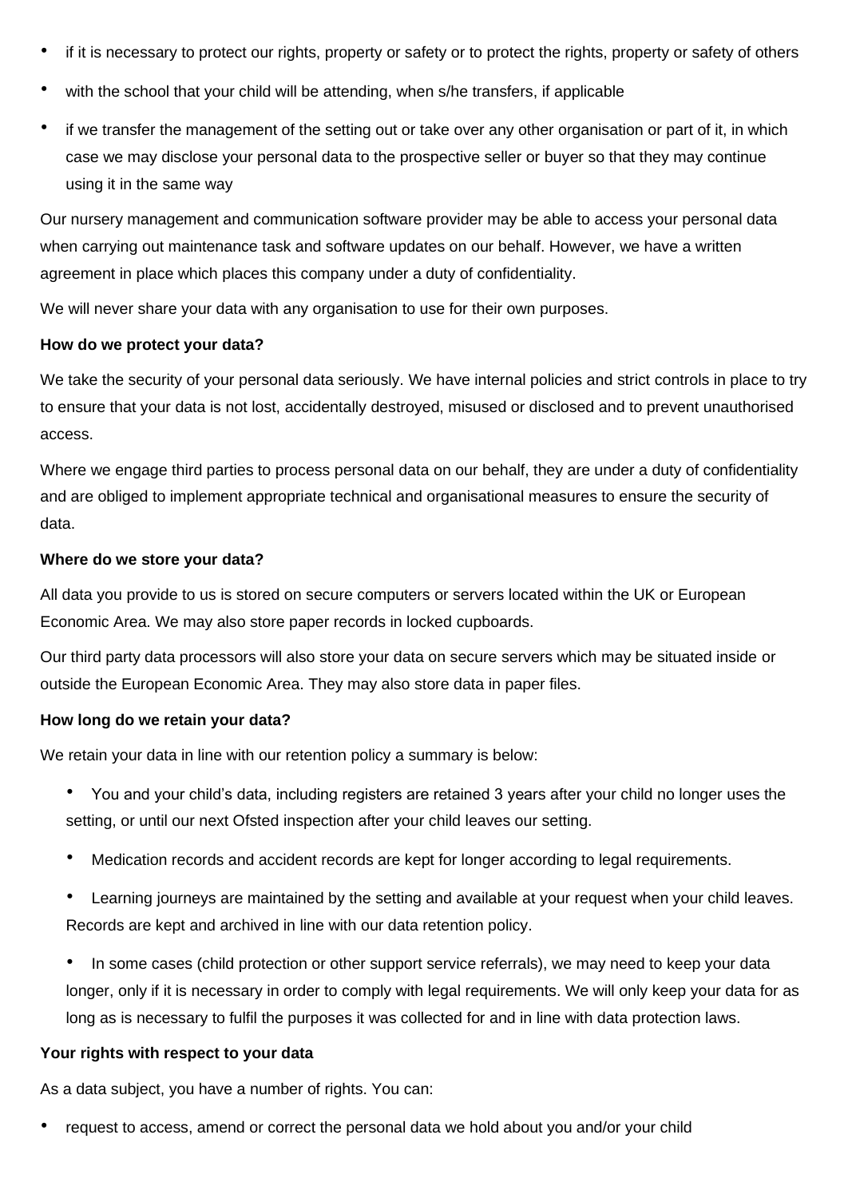- if it is necessary to protect our rights, property or safety or to protect the rights, property or safety of others
- with the school that your child will be attending, when s/he transfers, if applicable
- if we transfer the management of the setting out or take over any other organisation or part of it, in which case we may disclose your personal data to the prospective seller or buyer so that they may continue using it in the same way

Our nursery management and communication software provider may be able to access your personal data when carrying out maintenance task and software updates on our behalf. However, we have a written agreement in place which places this company under a duty of confidentiality.

We will never share your data with any organisation to use for their own purposes.

**How do we protect your data?**

We take the security of your personal data seriously. We have internal policies and strict controls in place to try to ensure that your data is not lost, accidentally destroyed, misused or disclosed and to prevent unauthorised access.

Where we engage third parties to process personal data on our behalf, they are under a duty of confidentiality and are obliged to implement appropriate technical and organisational measures to ensure the security of data.

**Where do we store your data?**

All data you provide to us is stored on secure computers or servers located within the UK or European Economic Area. We may also store paper records in locked cupboards.

Our third party data processors will also store your data on secure servers which may be situated inside or outside the European Economic Area. They may also store data in paper files.

**How long do we retain your data?**

We retain your data in line with our retention policy a summary is below:

- You and your child's data, including registers are retained 3 years after your child no longer uses the setting, or until our next Ofsted inspection after your child leaves our setting.
- Medication records and accident records are kept for longer according to legal requirements.
- Learning journeys are maintained by the setting and available at your request when your child leaves. Records are kept and archived in line with our data retention policy.
- In some cases (child protection or other support service referrals), we may need to keep your data longer, only if it is necessary in order to comply with legal requirements. We will only keep your data for as long as is necessary to fulfil the purposes it was collected for and in line with data protection laws.

**Your rights with respect to your data**

As a data subject, you have a number of rights. You can:

- request to access, amend or correct the personal data we hold about you and/or your child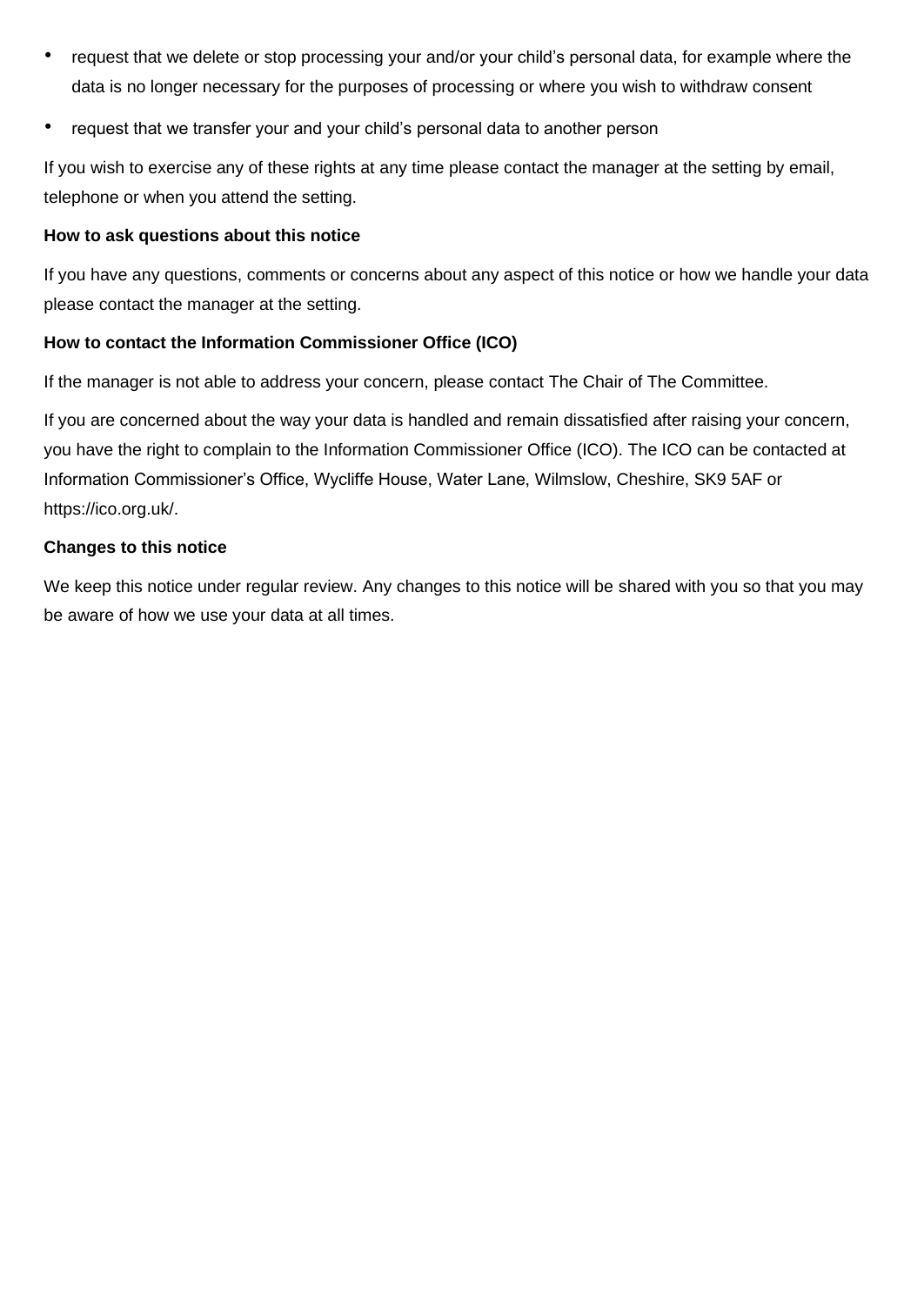- request that we delete or stop processing your and/or your child's personal data, for example where the data is no longer necessary for the purposes of processing or where you wish to withdraw consent
- request that we transfer your and your child's personal data to another person

If you wish to exercise any of these rights at any time please contact the manager at the setting by email, telephone or when you attend the setting.

**How to ask questions about this notice**

If you have any questions, comments or concerns about any aspect of this notice or how we handle your data please contact the manager at the setting.

**How to contact the Information Commissioner Office (ICO)**

If the manager is not able to address your concern, please contact The Chair of The Committee.

If you are concerned about the way your data is handled and remain dissatisfied after raising your concern, you have the right to complain to the Information Commissioner Office (ICO). The ICO can be contacted at Information Commissioner's Office, Wycliffe House, Water Lane, Wilmslow, Cheshire, SK9 5AF or https://ico.org.uk/.

**Changes to this notice**

We keep this notice under regular review. Any changes to this notice will be shared with you so that you may be aware of how we use your data at all times.